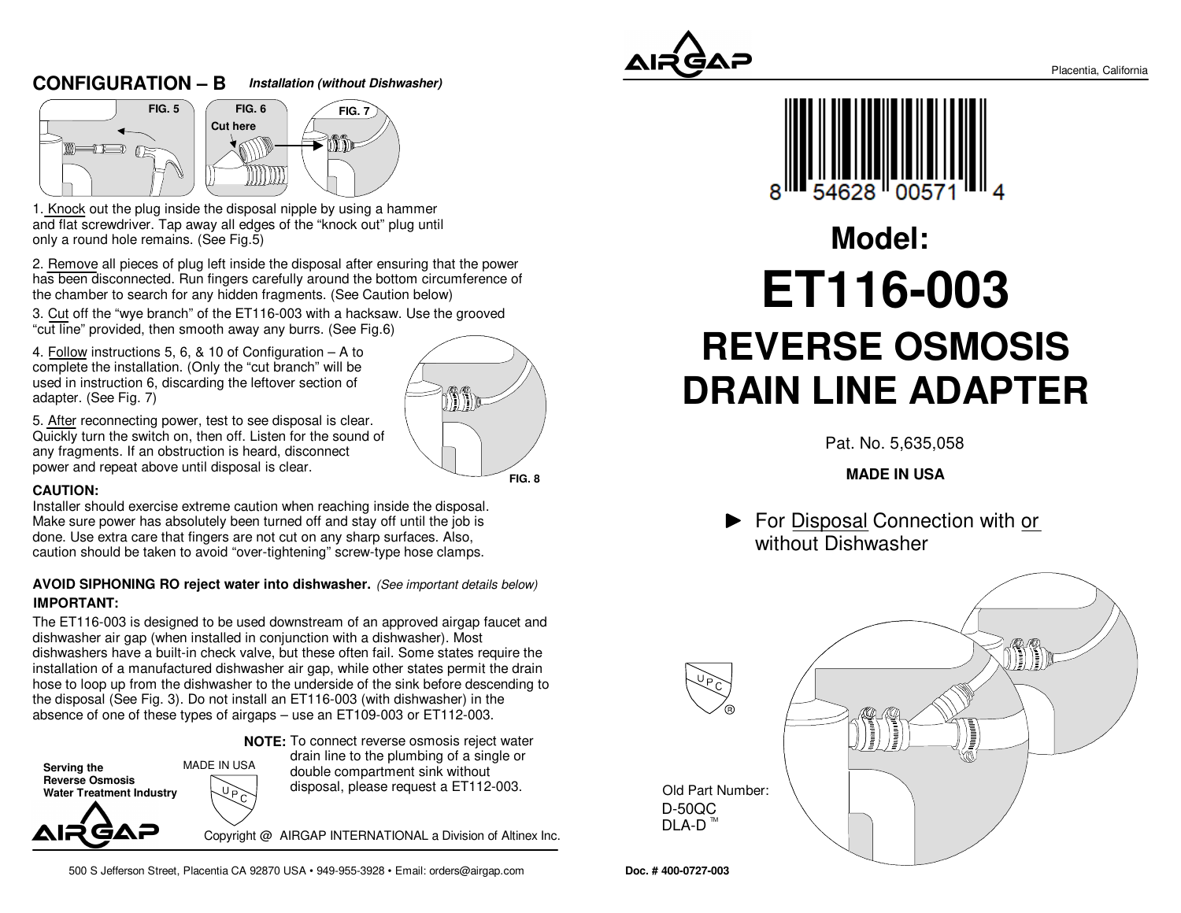## CONFIGURATION – B *Installation (without Dishwasher)*

FIG. 5 FIG. 6 FIG. 7

Cut here

1. Knock out the plug inside the disposal nipple by using a hammer and flat screwdriver. Tap away all edges of the "knock out" plug until only a round hole remains. (See Fig.5)

2. Remove all pieces of plug left inside the disposal after ensuring that the power has been disconnected. Run fingers carefully around the bottom circumference of the chamber to search for any hidden fragments. (See Caution below)

3. Cut off the "wye branch" of the ET116-003 with a hacksaw. Use the grooved "cut line" provided, then smooth away any burrs. (See Fig.6)

4. Follow instructions 5, 6, & 10 of Configuration – A to complete the installation. (Only the "cut branch" will be used in instruction 6, discarding the leftover section of adapter. (See Fig. 7)

5. After reconnecting power, test to see disposal is clear. Quickly turn the switch on, then off. Listen for the sound of any fragments. If an obstruction is heard, disconnect power and repeat above until disposal is clear.

FIG. 8

**CAUTION:**

Installer should exercise extreme caution when reaching inside the disposal. Make sure power has absolutely been turned off and stay off until the job is done. Use extra care that fingers are not cut on any sharp surfaces. Also, caution should be taken to avoid "over-tightening" screw-type hose clamps.

**AVOID SIPHONING RO reject water into dishwasher.** *(See important details below)*

**IMPORTANT:**

The ET116-003 is designed to be used downstream of an approved airgap faucet and dishwasher air gap (when installed in conjunction with a dishwasher). Most dishwashers have a built-in check valve, but these often fail. Some states require the installation of a manufactured dishwasher air gap, while other states permit the drain hose to loop up from the dishwasher to the underside of the sink before descending to the disposal (See Fig. 3). Do not install an ET116-003 (with dishwasher) in the absence of one of these types of airgaps – use an ET109-003 or ET112-003.

**NOTE:** To connect reverse osmosis reject water drain line to the plumbing of a single or double compartment sink without disposal, please request a ET112-003.

**Serving the Reverse Osmosis Water Treatment Industry**

AIRGAP

MADE IN USA

UPC

Copyright @ AIRGAP INTERNATIONAL a Division of Altinex Inc.

500 S Jefferson Street, Placentia CA 92870 USA • 949-955-3928 • Email: orders@airgap.com

AIRGAP

Placentia, California

8 54628 00571 4

# Model:

# ET116-003

# REVERSE OSMOSIS DRAIN LINE ADAPTER

Pat. No. 5,635,058

**MADE IN USA**

► For Disposal Connection with or without Dishwasher

UPC ®

Old Part Number:
D-50QC
DLA-D ™

**Doc. # 400-0727-003**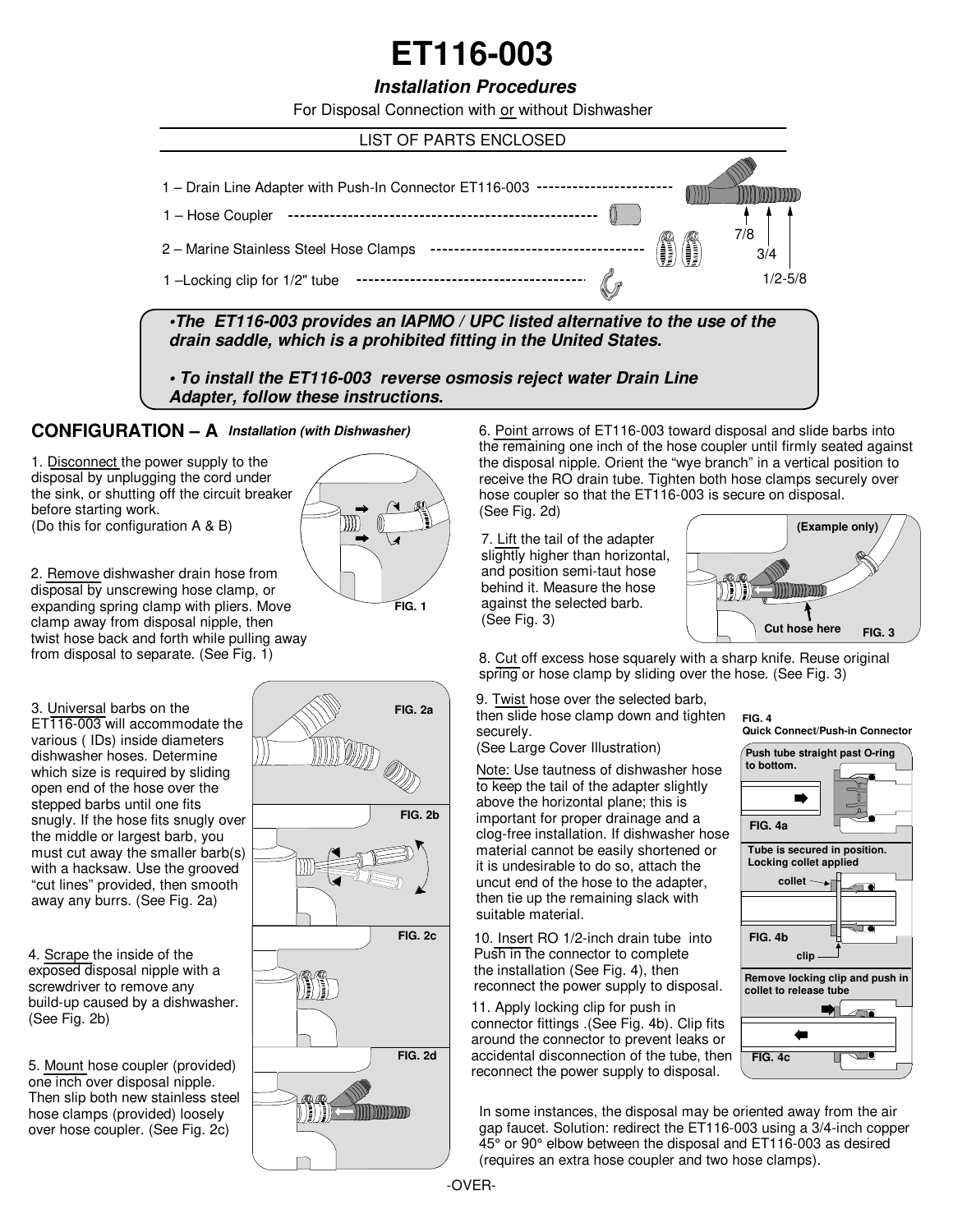# ET116-003

***Installation Procedures***

For Disposal Connection with <u>or</u> without Dishwasher

LIST OF PARTS ENCLOSED

1 – Drain Line Adapter with Push-In Connector ET116-003

1 – Hose Coupler

2 – Marine Stainless Steel Hose Clamps

1 –Locking clip for 1/2" tube

7/8

3/4

1/2-5/8

***•The ET116-003 provides an IAPMO / UPC listed alternative to the use of the drain saddle, which is a prohibited fitting in the United States.***

***• To install the ET116-003 reverse osmosis reject water Drain Line Adapter, follow these instructions.***

## CONFIGURATION – A *Installation (with Dishwasher)*

1. <u>Disconnect</u> the power supply to the disposal by unplugging the cord under the sink, or shutting off the circuit breaker before starting work.
(Do this for configuration A & B)

FIG. 1

2. <u>Remove</u> dishwasher drain hose from disposal by unscrewing hose clamp, or expanding spring clamp with pliers. Move clamp away from disposal nipple, then twist hose back and forth while pulling away from disposal to separate. (See Fig. 1)

3. <u>Universal</u> barbs on the ET116-003 will accommodate the various ( IDs) inside diameters dishwasher hoses. Determine which size is required by sliding open end of the hose over the stepped barbs until one fits snugly. If the hose fits snugly over the middle or largest barb, you must cut away the smaller barb(s) with a hacksaw. Use the grooved “cut lines” provided, then smooth away any burrs. (See Fig. 2a)

FIG. 2a

4. <u>Scrape</u> the inside of the exposed disposal nipple with a screwdriver to remove any build-up caused by a dishwasher. (See Fig. 2b)

FIG. 2b

5. <u>Mount</u> hose coupler (provided) one inch over disposal nipple. Then slip both new stainless steel hose clamps (provided) loosely over hose coupler. (See Fig. 2c)

FIG. 2c

FIG. 2d

6. <u>Point</u> arrows of ET116-003 toward disposal and slide barbs into the remaining one inch of the hose coupler until firmly seated against the disposal nipple. Orient the “wye branch” in a vertical position to receive the RO drain tube. Tighten both hose clamps securely over hose coupler so that the ET116-003 is secure on disposal. (See Fig. 2d)

7. <u>Lift</u> the tail of the adapter slightly higher than horizontal, and position semi-taut hose behind it. Measure the hose against the selected barb. (See Fig. 3)

(Example only)

Cut hose here

FIG. 3

8. <u>Cut</u> off excess hose squarely with a sharp knife. Reuse original spring or hose clamp by sliding over the hose. (See Fig. 3)

9. <u>Twist</u> hose over the selected barb, then slide hose clamp down and tighten securely.
(See Large Cover Illustration)

<u>Note:</u> Use tautness of dishwasher hose to keep the tail of the adapter slightly above the horizontal plane; this is important for proper drainage and a clog-free installation. If dishwasher hose material cannot be easily shortened or it is undesirable to do so, attach the uncut end of the hose to the adapter, then tie up the remaining slack with suitable material.

10. <u>Insert</u> RO 1/2-inch drain tube into Push in the connector to complete the installation (See Fig. 4), then reconnect the power supply to disposal.

11. Apply locking clip for push in connector fittings .(See Fig. 4b). Clip fits around the connector to prevent leaks or accidental disconnection of the tube, then reconnect the power supply to disposal.

**FIG. 4**
**Quick Connect/Push-in Connector**

Push tube straight past O-ring to bottom.

FIG. 4a

Tube is secured in position. Locking collet applied

collet

clip

FIG. 4b

Remove locking clip and push in collet to release tube

FIG. 4c

In some instances, the disposal may be oriented away from the air gap faucet. Solution: redirect the ET116-003 using a 3/4-inch copper 45° or 90° elbow between the disposal and ET116-003 as desired (requires an extra hose coupler and two hose clamps).

-OVER-